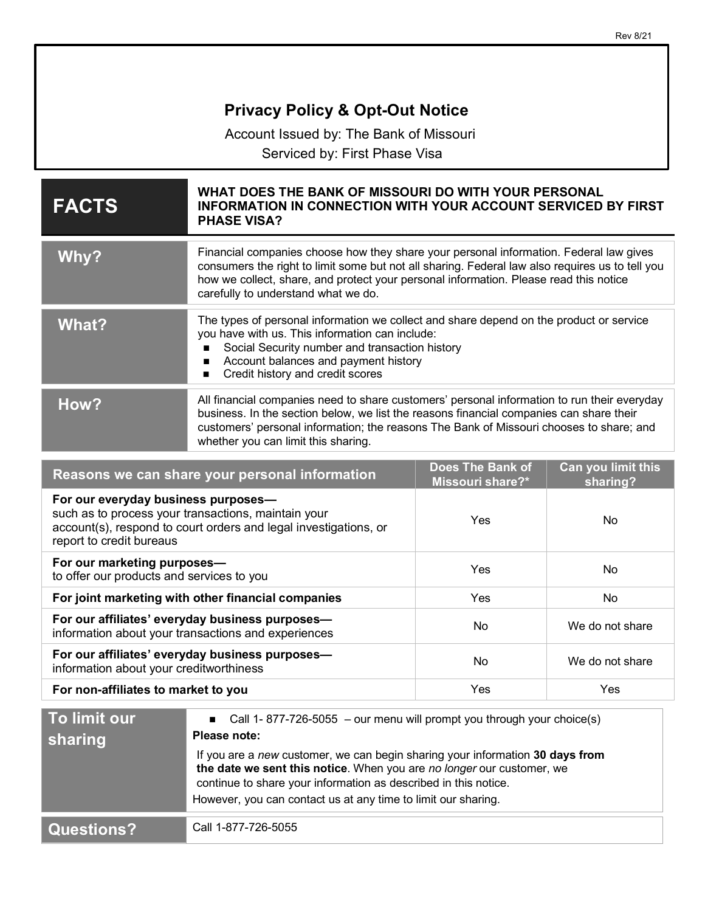Rev 8/21

# Privacy Policy & Opt-Out Notice

Account Issued by: The Bank of Missouri

Serviced by: First Phase Visa

| FACTS | WHAT DOES THE BANK OF MISSOURI DO WITH YOUR PERSONAL INFORMATION IN CONNECTION WITH YOUR ACCOUNT SERVICED BY FIRST PHASE VISA? |
|---|---|
| **Why?** | Financial companies choose how they share your personal information. Federal law gives consumers the right to limit some but not all sharing. Federal law also requires us to tell you how we collect, share, and protect your personal information. Please read this notice carefully to understand what we do. |
| **What?** | The types of personal information we collect and share depend on the product or service you have with us. This information can include:<br>▪ Social Security number and transaction history<br>▪ Account balances and payment history<br>▪ Credit history and credit scores |
| **How?** | All financial companies need to share customers' personal information to run their everyday business. In the section below, we list the reasons financial companies can share their customers' personal information; the reasons The Bank of Missouri chooses to share; and whether you can limit this sharing. |

| Reasons we can share your personal information | Does The Bank of Missouri share?* | Can you limit this sharing? |
|---|---|---|
| **For our everyday business purposes—** such as to process your transactions, maintain your account(s), respond to court orders and legal investigations, or report to credit bureaus | Yes | No |
| **For our marketing purposes—** to offer our products and services to you | Yes | No |
| **For joint marketing with other financial companies** | Yes | No |
| **For our affiliates' everyday business purposes—** information about your transactions and experiences | No | We do not share |
| **For our affiliates' everyday business purposes—** information about your creditworthiness | No | We do not share |
| **For non-affiliates to market to you** | Yes | Yes |

| To limit our sharing | ▪ Call 1- 877-726-5055 – our menu will prompt you through your choice(s)<br>**Please note:**<br>If you are a *new* customer, we can begin sharing your information **30 days from the date we sent this notice**. When you are *no longer* our customer, we continue to share your information as described in this notice.<br>However, you can contact us at any time to limit our sharing. |
|---|---|
| **Questions?** | Call 1-877-726-5055 |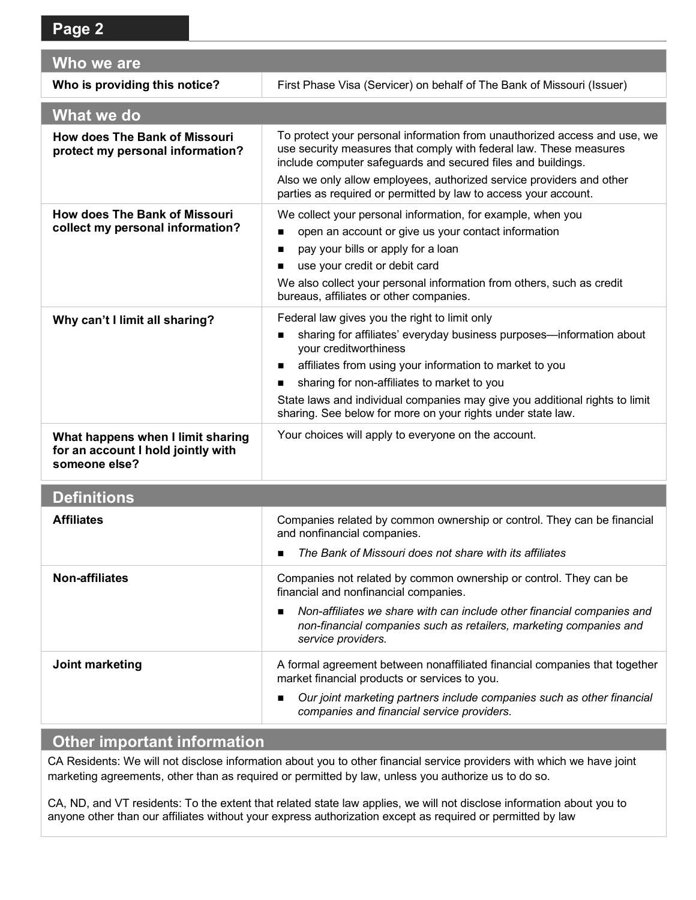## Who we are

| | |
|---|---|
| **Who is providing this notice?** | First Phase Visa (Servicer) on behalf of The Bank of Missouri (Issuer) |

## What we do

| | |
|---|---|
| **How does The Bank of Missouri protect my personal information?** | To protect your personal information from unauthorized access and use, we use security measures that comply with federal law. These measures include computer safeguards and secured files and buildings.<br>Also we only allow employees, authorized service providers and other parties as required or permitted by law to access your account. |
| **How does The Bank of Missouri collect my personal information?** | We collect your personal information, for example, when you<br>■ open an account or give us your contact information<br>■ pay your bills or apply for a loan<br>■ use your credit or debit card<br>We also collect your personal information from others, such as credit bureaus, affiliates or other companies. |
| **Why can't I limit all sharing?** | Federal law gives you the right to limit only<br>■ sharing for affiliates' everyday business purposes—information about your creditworthiness<br>■ affiliates from using your information to market to you<br>■ sharing for non-affiliates to market to you<br>State laws and individual companies may give you additional rights to limit sharing. See below for more on your rights under state law. |
| **What happens when I limit sharing for an account I hold jointly with someone else?** | Your choices will apply to everyone on the account. |

## Definitions

| | |
|---|---|
| **Affiliates** | Companies related by common ownership or control. They can be financial and nonfinancial companies.<br>■ *The Bank of Missouri does not share with its affiliates* |
| **Non-affiliates** | Companies not related by common ownership or control. They can be financial and nonfinancial companies.<br>■ *Non-affiliates we share with can include other financial companies and non-financial companies such as retailers, marketing companies and service providers.* |
| **Joint marketing** | A formal agreement between nonaffiliated financial companies that together market financial products or services to you.<br>■ *Our joint marketing partners include companies such as other financial companies and financial service providers.* |

## Other important information

CA Residents: We will not disclose information about you to other financial service providers with which we have joint marketing agreements, other than as required or permitted by law, unless you authorize us to do so.

CA, ND, and VT residents: To the extent that related state law applies, we will not disclose information about you to anyone other than our affiliates without your express authorization except as required or permitted by law